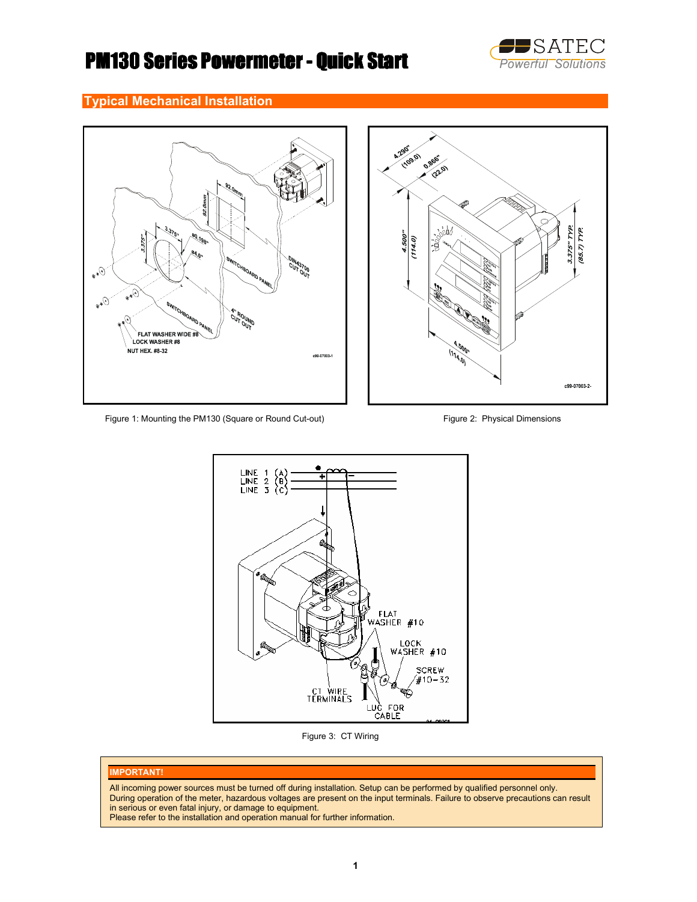# PM130 Series Powermeter - Quick Start

## Typical Mechanical Installation

Figure 1: Mounting the PM130 (Square or Round Cut-out)

Figure 2: Physical Dimensions

Figure 3: CT Wiring

**IMPORTANT!**

All incoming power sources must be turned off during installation. Setup can be performed by qualified personnel only.
During operation of the meter, hazardous voltages are present on the input terminals. Failure to observe precautions can result in serious or even fatal injury, or damage to equipment.
Please refer to the installation and operation manual for further information.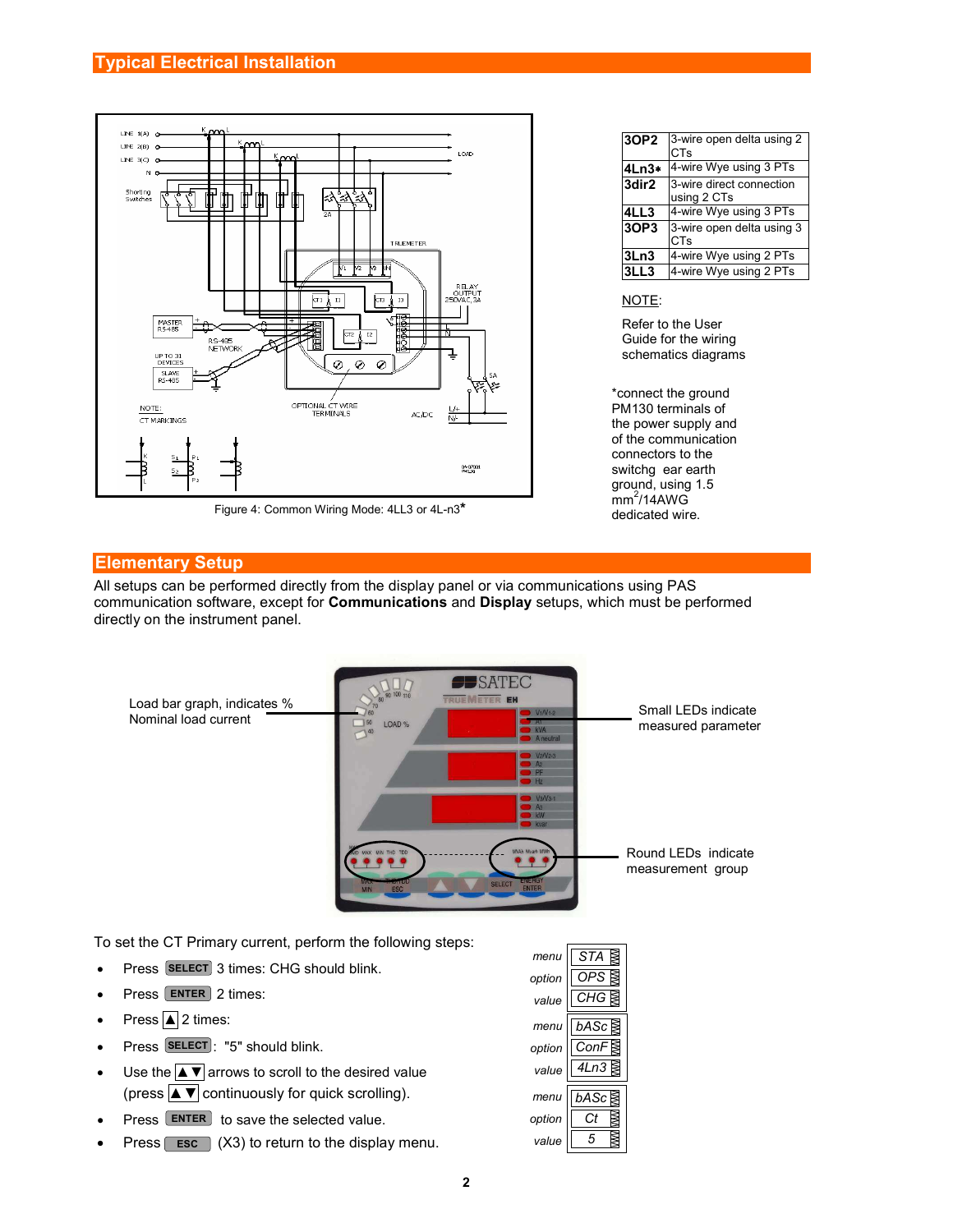## Typical Electrical Installation

Figure 4: Common Wiring Mode: 4LL3 or 4L-n3*

| | |
|---|---|
| **3OP2** | 3-wire open delta using 2 CTs |
| **4Ln3*** | 4-wire Wye using 3 PTs |
| **3dir2** | 3-wire direct connection using 2 CTs |
| **4LL3** | 4-wire Wye using 3 PTs |
| **3OP3** | 3-wire open delta using 3 CTs |
| **3Ln3** | 4-wire Wye using 2 PTs |
| **3LL3** | 4-wire Wye using 2 PTs |

NOTE:

Refer to the User Guide for the wiring schematics diagrams

*connect the ground PM130 terminals of the power supply and of the communication connectors to the switchg ear earth ground, using 1.5 $mm^2$/14AWG dedicated wire.

## Elementary Setup

All setups can be performed directly from the display panel or via communications using PAS communication software, except for **Communications** and **Display** setups, which must be performed directly on the instrument panel.

Load bar graph, indicates % Nominal load current

Small LEDs indicate measured parameter

Round LEDs indicate measurement group

To set the CT Primary current, perform the following steps:

- Press SELECT 3 times: CHG should blink.
- Press ENTER 2 times:
- Press ▲ 2 times:
- Press SELECT: "5" should blink.
- Use the ▲▼ arrows to scroll to the desired value (press ▲▼ continuously for quick scrolling).
- Press ENTER to save the selected value.
- Press ESC (X3) to return to the display menu.

| | |
|---|---|
| *menu* | STA |
| *option* | OPS |
| *value* | CHG |
| *menu* | bASc |
| *option* | ConF |
| *value* | 4Ln3 |
| *menu* | bASc |
| *option* | Ct |
| *value* | 5 |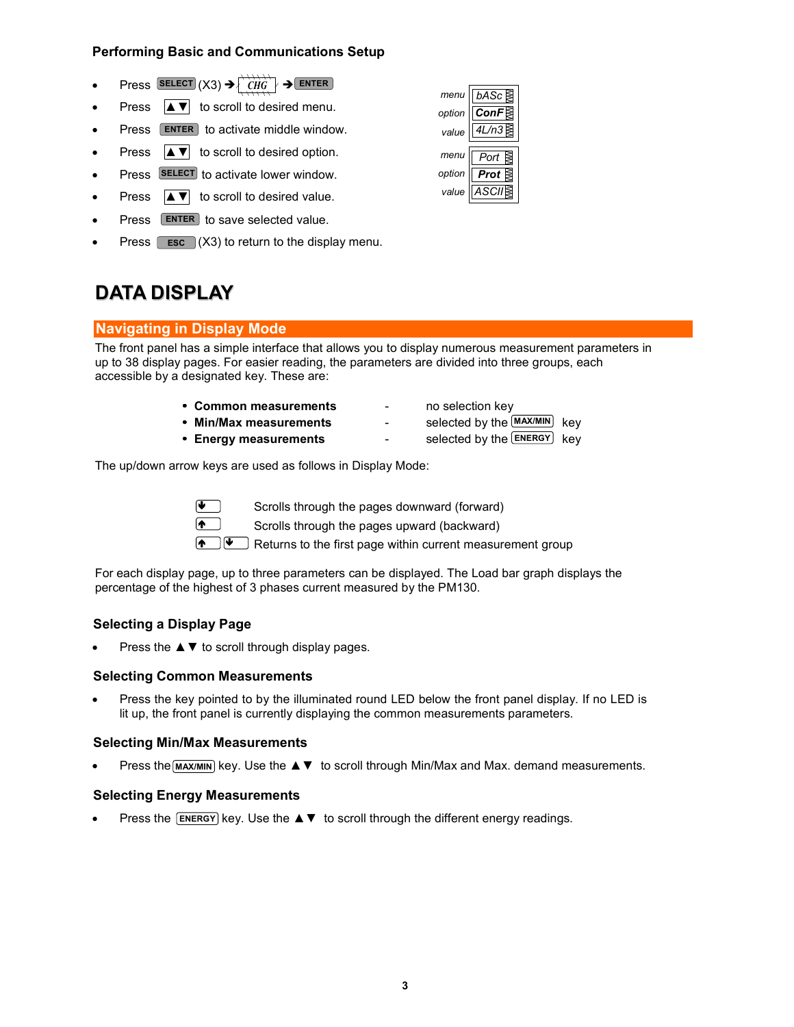### Performing Basic and Communications Setup

- Press SELECT (X3) ➔ CHG ➔ ENTER
- Press ▲▼ to scroll to desired menu.
- Press ENTER to activate middle window.
- Press ▲▼ to scroll to desired option.
- Press SELECT to activate lower window.
- Press ▲▼ to scroll to desired value.
- Press ENTER to save selected value.
- Press ESC (X3) to return to the display menu.

| | |
|---|---|
| menu | bASc |
| option | ConF |
| value | 4L/n3 |

| | |
|---|---|
| menu | Port |
| option | Prot |
| value | ASCII |

# DATA DISPLAY

## Navigating in Display Mode

The front panel has a simple interface that allows you to display numerous measurement parameters in up to 38 display pages. For easier reading, the parameters are divided into three groups, each accessible by a designated key. These are:

- **Common measurements** - no selection key
- **Min/Max measurements** - selected by the MAX/MIN key
- **Energy measurements** - selected by the ENERGY key

The up/down arrow keys are used as follows in Display Mode:

| | |
|---|---|
| ▼ | Scrolls through the pages downward (forward) |
| ▲ | Scrolls through the pages upward (backward) |
| ▲ ▼ | Returns to the first page within current measurement group |

For each display page, up to three parameters can be displayed. The Load bar graph displays the percentage of the highest of 3 phases current measured by the PM130.

### Selecting a Display Page

- Press the ▲▼ to scroll through display pages.

### Selecting Common Measurements

- Press the key pointed to by the illuminated round LED below the front panel display. If no LED is lit up, the front panel is currently displaying the common measurements parameters.

### Selecting Min/Max Measurements

- Press the MAX/MIN key. Use the ▲▼ to scroll through Min/Max and Max. demand measurements.

### Selecting Energy Measurements

- Press the ENERGY key. Use the ▲▼ to scroll through the different energy readings.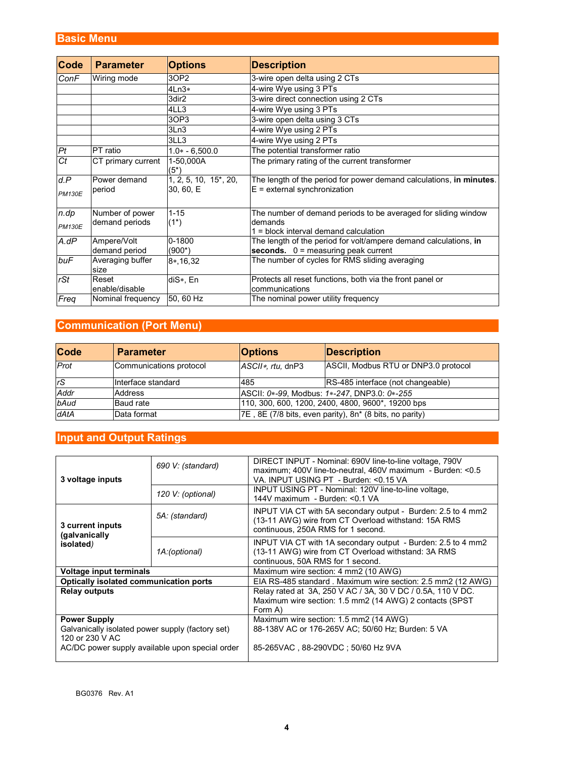## Basic Menu

| Code | Parameter | Options | Description |
|---|---|---|---|
| *ConF* | Wiring mode | 3OP2 | 3-wire open delta using 2 CTs |
| | | 4Ln3* | 4-wire Wye using 3 PTs |
| | | 3dir2 | 3-wire direct connection using 2 CTs |
| | | 4LL3 | 4-wire Wye using 3 PTs |
| | | 3OP3 | 3-wire open delta using 3 CTs |
| | | 3Ln3 | 4-wire Wye using 2 PTs |
| | | 3LL3 | 4-wire Wye using 2 PTs |
| *Pt* | PT ratio | 1.0* - 6,500.0 | The potential transformer ratio |
| *Ct* | CT primary current | 1-50,000A (5*) | The primary rating of the current transformer |
| *d.P* *PM130E* | Power demand period | 1, 2, 5, 10, 15*, 20, 30, 60, E | The length of the period for power demand calculations, **in minutes**. E = external synchronization |
| *n.dp* *PM130E* | Number of power demand periods | 1-15 (1*) | The number of demand periods to be averaged for sliding window demands 1 = block interval demand calculation |
| *A.dP* | Ampere/Volt demand period | 0-1800 (900*) | The length of the period for volt/ampere demand calculations, **in seconds.** 0 = measuring peak current |
| *buF* | Averaging buffer size | 8*,16,32 | The number of cycles for RMS sliding averaging |
| *rSt* | Reset enable/disable | diS*, En | Protects all reset functions, both via the front panel or communications |
| *Freq* | Nominal frequency | 50, 60 Hz | The nominal power utility frequency |

## Communication (Port Menu)

| Code | Parameter | Options | Description |
|---|---|---|---|
| *Prot* | Communications protocol | *ASCII*, rtu,* dnP3 | ASCII, Modbus RTU or DNP3.0 protocol |
| *rS* | Interface standard | 485 | RS-485 interface (not changeable) |
| *Addr* | Address | ASCII: *0*-99*, Modbus: *1*-247*, DNP3.0: *0*-255* | |
| *bAud* | Baud rate | 110, 300, 600, 1200, 2400, 4800, 9600*, 19200 bps | |
| *dAtA* | Data format | 7E , 8E (7/8 bits, even parity), 8n* (8 bits, no parity) | |

## Input and Output Ratings

| | | |
|---|---|---|
| **3 voltage inputs** | *690 V: (standard)* | DIRECT INPUT - Nominal: 690V line-to-line voltage, 790V maximum; 400V line-to-neutral, 460V maximum - Burden: <0.5 VA. INPUT USING PT - Burden: <0.15 VA |
| | *120 V: (optional)* | INPUT USING PT - Nominal: 120V line-to-line voltage, 144V maximum - Burden: <0.1 VA |
| **3 current inputs (galvanically isolated***)* | *5A: (standard)* | INPUT VIA CT with 5A secondary output - Burden: 2.5 to 4 mm2 (13-11 AWG) wire from CT Overload withstand: 15A RMS continuous, 250A RMS for 1 second. |
| | *1A:(optional)* | INPUT VIA CT with 1A secondary output - Burden: 2.5 to 4 mm2 (13-11 AWG) wire from CT Overload withstand: 3A RMS continuous, 50A RMS for 1 second. |
| **Voltage input terminals** | | Maximum wire section: 4 mm2 (10 AWG) |
| **Optically isolated communication ports** | | EIA RS-485 standard . Maximum wire section: 2.5 mm2 (12 AWG) |
| **Relay outputs** | | Relay rated at 3A, 250 V AC / 3A, 30 V DC / 0.5A, 110 V DC. Maximum wire section: 1.5 mm2 (14 AWG) 2 contacts (SPST Form A) |
| **Power Supply** Galvanically isolated power supply (factory set) 120 or 230 V AC AC/DC power supply available upon special order | | Maximum wire section: 1.5 mm2 (14 AWG) 88-138V AC or 176-265V AC; 50/60 Hz; Burden: 5 VA 85-265VAC , 88-290VDC ; 50/60 Hz 9VA |

BG0376 Rev. A1